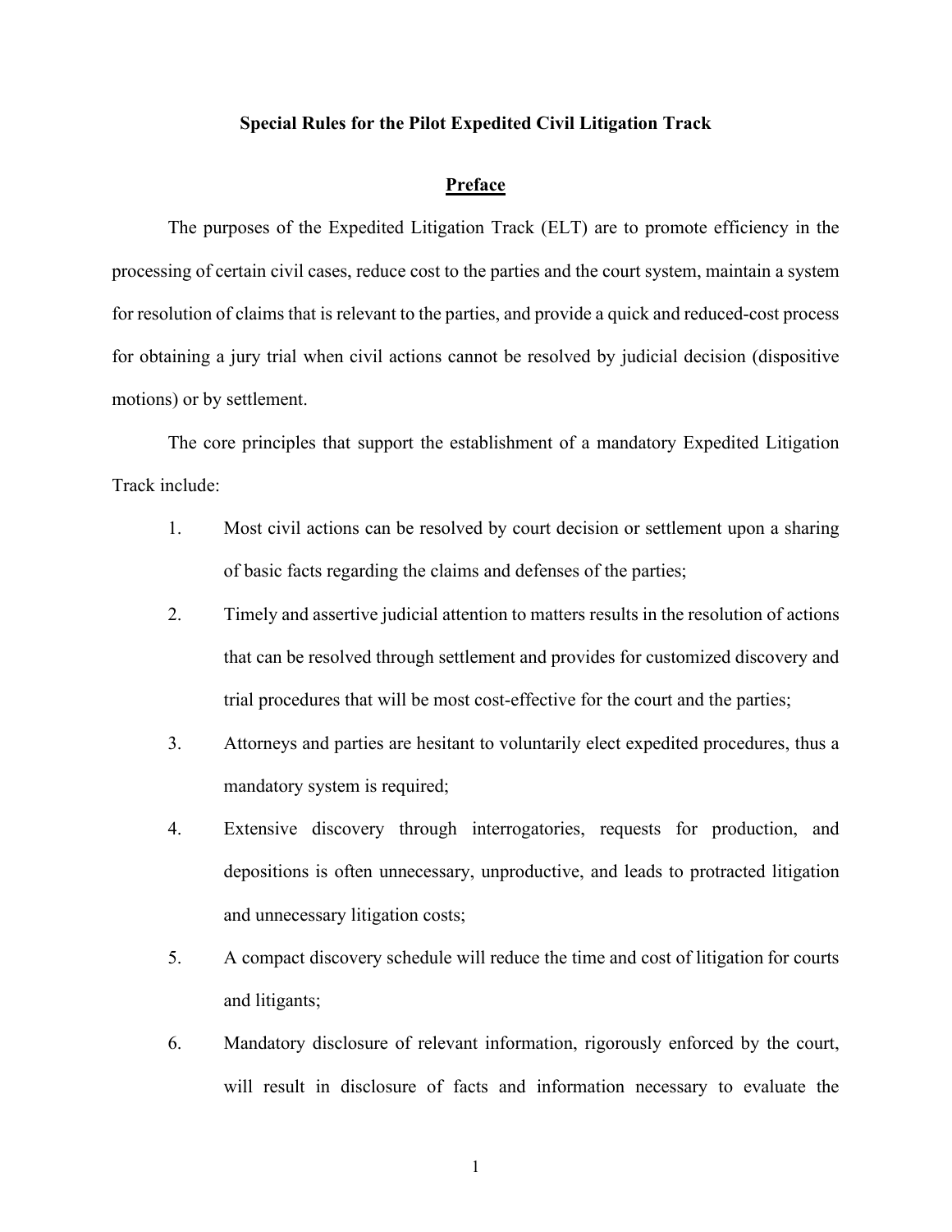**Special Rules for the Pilot Expedited Civil Litigation Track**

## Preface

The purposes of the Expedited Litigation Track (ELT) are to promote efficiency in the processing of certain civil cases, reduce cost to the parties and the court system, maintain a system for resolution of claims that is relevant to the parties, and provide a quick and reduced-cost process for obtaining a jury trial when civil actions cannot be resolved by judicial decision (dispositive motions) or by settlement.

The core principles that support the establishment of a mandatory Expedited Litigation Track include:

1. Most civil actions can be resolved by court decision or settlement upon a sharing of basic facts regarding the claims and defenses of the parties;
2. Timely and assertive judicial attention to matters results in the resolution of actions that can be resolved through settlement and provides for customized discovery and trial procedures that will be most cost-effective for the court and the parties;
3. Attorneys and parties are hesitant to voluntarily elect expedited procedures, thus a mandatory system is required;
4. Extensive discovery through interrogatories, requests for production, and depositions is often unnecessary, unproductive, and leads to protracted litigation and unnecessary litigation costs;
5. A compact discovery schedule will reduce the time and cost of litigation for courts and litigants;
6. Mandatory disclosure of relevant information, rigorously enforced by the court, will result in disclosure of facts and information necessary to evaluate the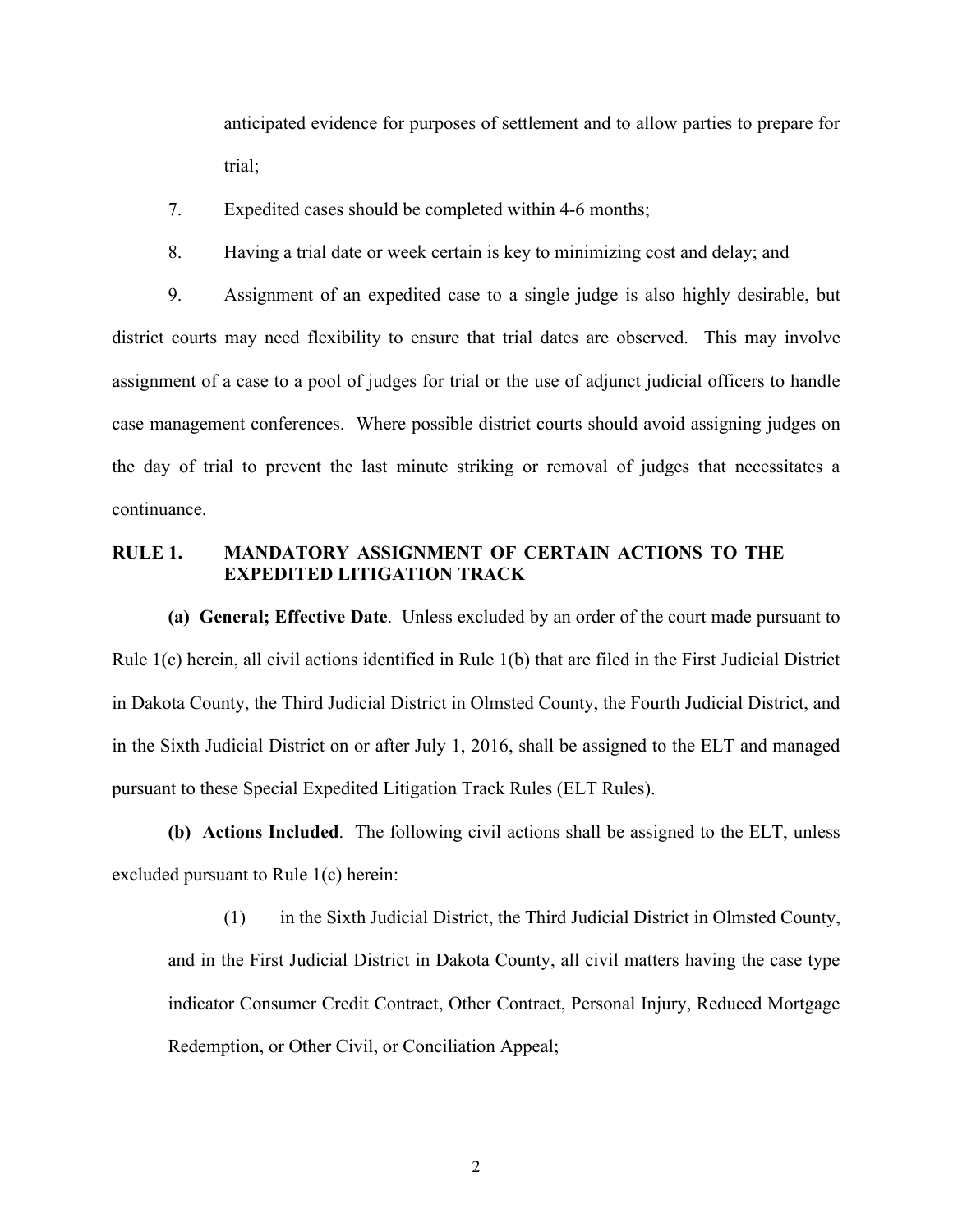anticipated evidence for purposes of settlement and to allow parties to prepare for trial;

7. Expedited cases should be completed within 4-6 months;

8. Having a trial date or week certain is key to minimizing cost and delay; and

9. Assignment of an expedited case to a single judge is also highly desirable, but district courts may need flexibility to ensure that trial dates are observed. This may involve assignment of a case to a pool of judges for trial or the use of adjunct judicial officers to handle case management conferences. Where possible district courts should avoid assigning judges on the day of trial to prevent the last minute striking or removal of judges that necessitates a continuance.

## RULE 1. MANDATORY ASSIGNMENT OF CERTAIN ACTIONS TO THE EXPEDITED LITIGATION TRACK

**(a) General; Effective Date**. Unless excluded by an order of the court made pursuant to Rule 1(c) herein, all civil actions identified in Rule 1(b) that are filed in the First Judicial District in Dakota County, the Third Judicial District in Olmsted County, the Fourth Judicial District, and in the Sixth Judicial District on or after July 1, 2016, shall be assigned to the ELT and managed pursuant to these Special Expedited Litigation Track Rules (ELT Rules).

**(b) Actions Included**. The following civil actions shall be assigned to the ELT, unless excluded pursuant to Rule 1(c) herein:

(1) in the Sixth Judicial District, the Third Judicial District in Olmsted County, and in the First Judicial District in Dakota County, all civil matters having the case type indicator Consumer Credit Contract, Other Contract, Personal Injury, Reduced Mortgage Redemption, or Other Civil, or Conciliation Appeal;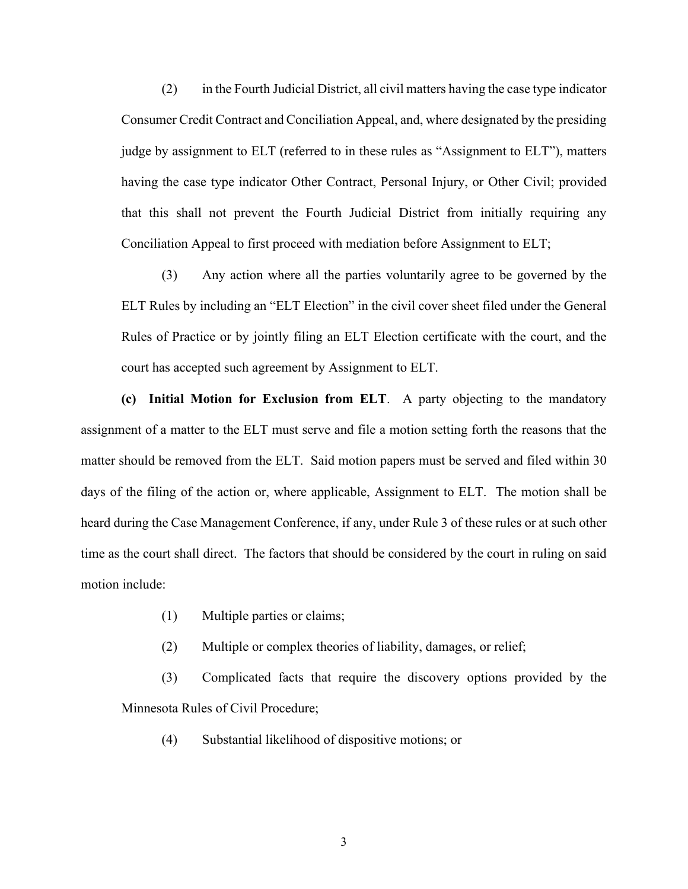(2) in the Fourth Judicial District, all civil matters having the case type indicator Consumer Credit Contract and Conciliation Appeal, and, where designated by the presiding judge by assignment to ELT (referred to in these rules as "Assignment to ELT"), matters having the case type indicator Other Contract, Personal Injury, or Other Civil; provided that this shall not prevent the Fourth Judicial District from initially requiring any Conciliation Appeal to first proceed with mediation before Assignment to ELT;

(3) Any action where all the parties voluntarily agree to be governed by the ELT Rules by including an "ELT Election" in the civil cover sheet filed under the General Rules of Practice or by jointly filing an ELT Election certificate with the court, and the court has accepted such agreement by Assignment to ELT.

**(c) Initial Motion for Exclusion from ELT**. A party objecting to the mandatory assignment of a matter to the ELT must serve and file a motion setting forth the reasons that the matter should be removed from the ELT. Said motion papers must be served and filed within 30 days of the filing of the action or, where applicable, Assignment to ELT. The motion shall be heard during the Case Management Conference, if any, under Rule 3 of these rules or at such other time as the court shall direct. The factors that should be considered by the court in ruling on said motion include:

(1) Multiple parties or claims;

(2) Multiple or complex theories of liability, damages, or relief;

(3) Complicated facts that require the discovery options provided by the Minnesota Rules of Civil Procedure;

(4) Substantial likelihood of dispositive motions; or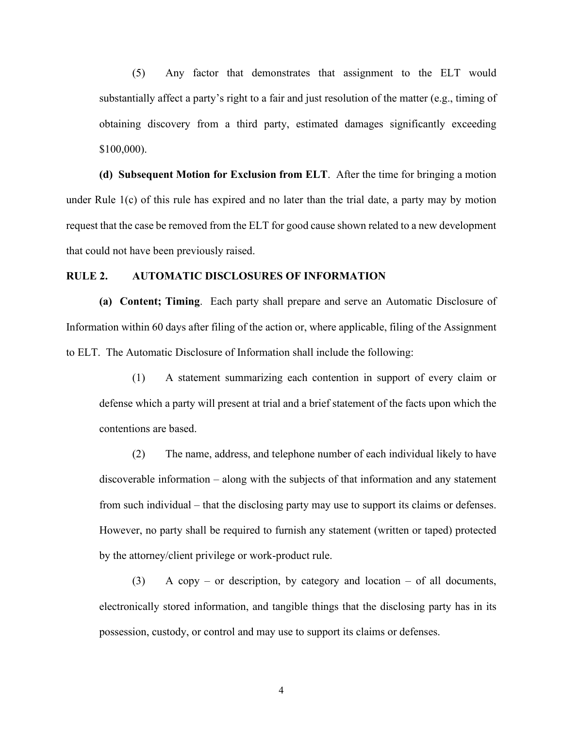(5) Any factor that demonstrates that assignment to the ELT would substantially affect a party's right to a fair and just resolution of the matter (e.g., timing of obtaining discovery from a third party, estimated damages significantly exceeding $100,000).

**(d) Subsequent Motion for Exclusion from ELT**. After the time for bringing a motion under Rule 1(c) of this rule has expired and no later than the trial date, a party may by motion request that the case be removed from the ELT for good cause shown related to a new development that could not have been previously raised.

## RULE 2. AUTOMATIC DISCLOSURES OF INFORMATION

**(a) Content; Timing**. Each party shall prepare and serve an Automatic Disclosure of Information within 60 days after filing of the action or, where applicable, filing of the Assignment to ELT. The Automatic Disclosure of Information shall include the following:

(1) A statement summarizing each contention in support of every claim or defense which a party will present at trial and a brief statement of the facts upon which the contentions are based.

(2) The name, address, and telephone number of each individual likely to have discoverable information – along with the subjects of that information and any statement from such individual – that the disclosing party may use to support its claims or defenses. However, no party shall be required to furnish any statement (written or taped) protected by the attorney/client privilege or work-product rule.

(3) A copy – or description, by category and location – of all documents, electronically stored information, and tangible things that the disclosing party has in its possession, custody, or control and may use to support its claims or defenses.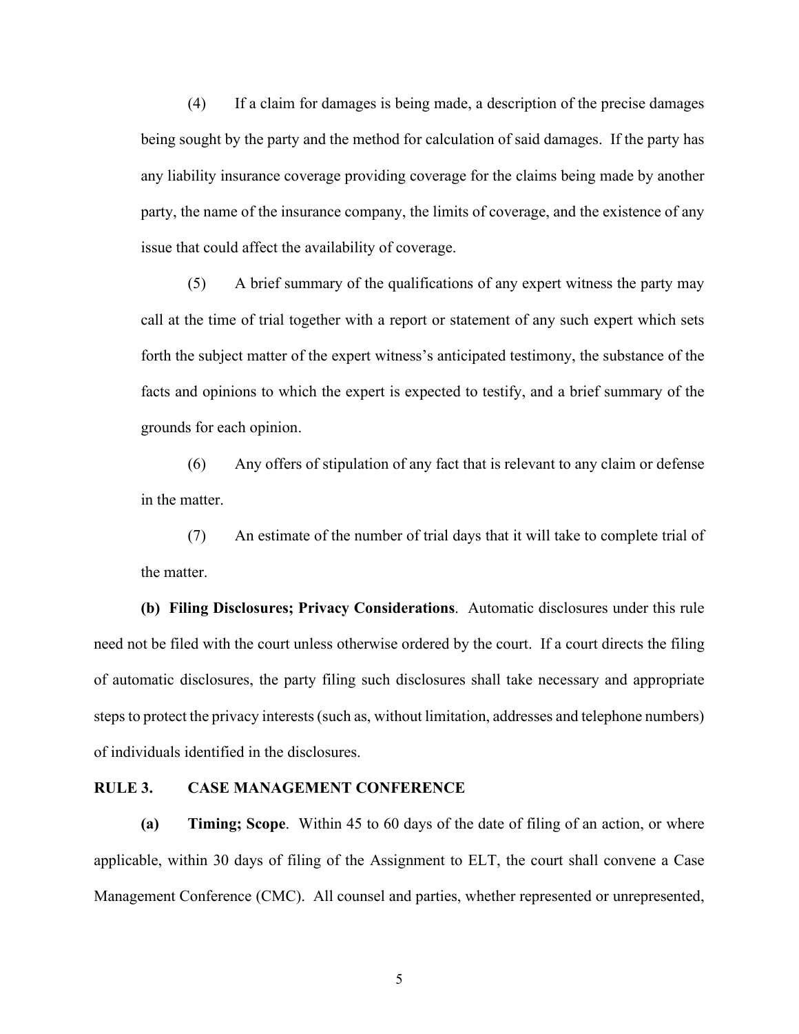(4) If a claim for damages is being made, a description of the precise damages being sought by the party and the method for calculation of said damages. If the party has any liability insurance coverage providing coverage for the claims being made by another party, the name of the insurance company, the limits of coverage, and the existence of any issue that could affect the availability of coverage.

(5) A brief summary of the qualifications of any expert witness the party may call at the time of trial together with a report or statement of any such expert which sets forth the subject matter of the expert witness's anticipated testimony, the substance of the facts and opinions to which the expert is expected to testify, and a brief summary of the grounds for each opinion.

(6) Any offers of stipulation of any fact that is relevant to any claim or defense in the matter.

(7) An estimate of the number of trial days that it will take to complete trial of the matter.

**(b) Filing Disclosures; Privacy Considerations**. Automatic disclosures under this rule need not be filed with the court unless otherwise ordered by the court. If a court directs the filing of automatic disclosures, the party filing such disclosures shall take necessary and appropriate steps to protect the privacy interests (such as, without limitation, addresses and telephone numbers) of individuals identified in the disclosures.

## RULE 3. CASE MANAGEMENT CONFERENCE

**(a) Timing; Scope**. Within 45 to 60 days of the date of filing of an action, or where applicable, within 30 days of filing of the Assignment to ELT, the court shall convene a Case Management Conference (CMC). All counsel and parties, whether represented or unrepresented,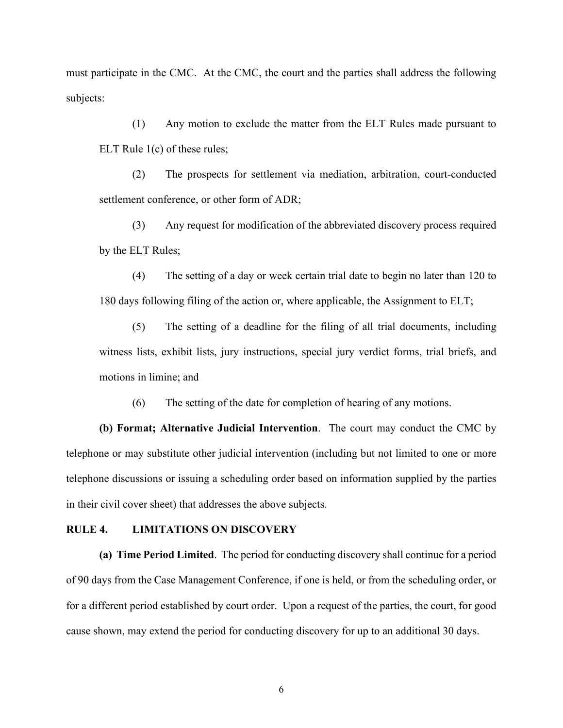must participate in the CMC. At the CMC, the court and the parties shall address the following subjects:

(1) Any motion to exclude the matter from the ELT Rules made pursuant to ELT Rule 1(c) of these rules;

(2) The prospects for settlement via mediation, arbitration, court-conducted settlement conference, or other form of ADR;

(3) Any request for modification of the abbreviated discovery process required by the ELT Rules;

(4) The setting of a day or week certain trial date to begin no later than 120 to 180 days following filing of the action or, where applicable, the Assignment to ELT;

(5) The setting of a deadline for the filing of all trial documents, including witness lists, exhibit lists, jury instructions, special jury verdict forms, trial briefs, and motions in limine; and

(6) The setting of the date for completion of hearing of any motions.

**(b) Format; Alternative Judicial Intervention**. The court may conduct the CMC by telephone or may substitute other judicial intervention (including but not limited to one or more telephone discussions or issuing a scheduling order based on information supplied by the parties in their civil cover sheet) that addresses the above subjects.

## RULE 4. LIMITATIONS ON DISCOVERY

**(a) Time Period Limited**. The period for conducting discovery shall continue for a period of 90 days from the Case Management Conference, if one is held, or from the scheduling order, or for a different period established by court order. Upon a request of the parties, the court, for good cause shown, may extend the period for conducting discovery for up to an additional 30 days.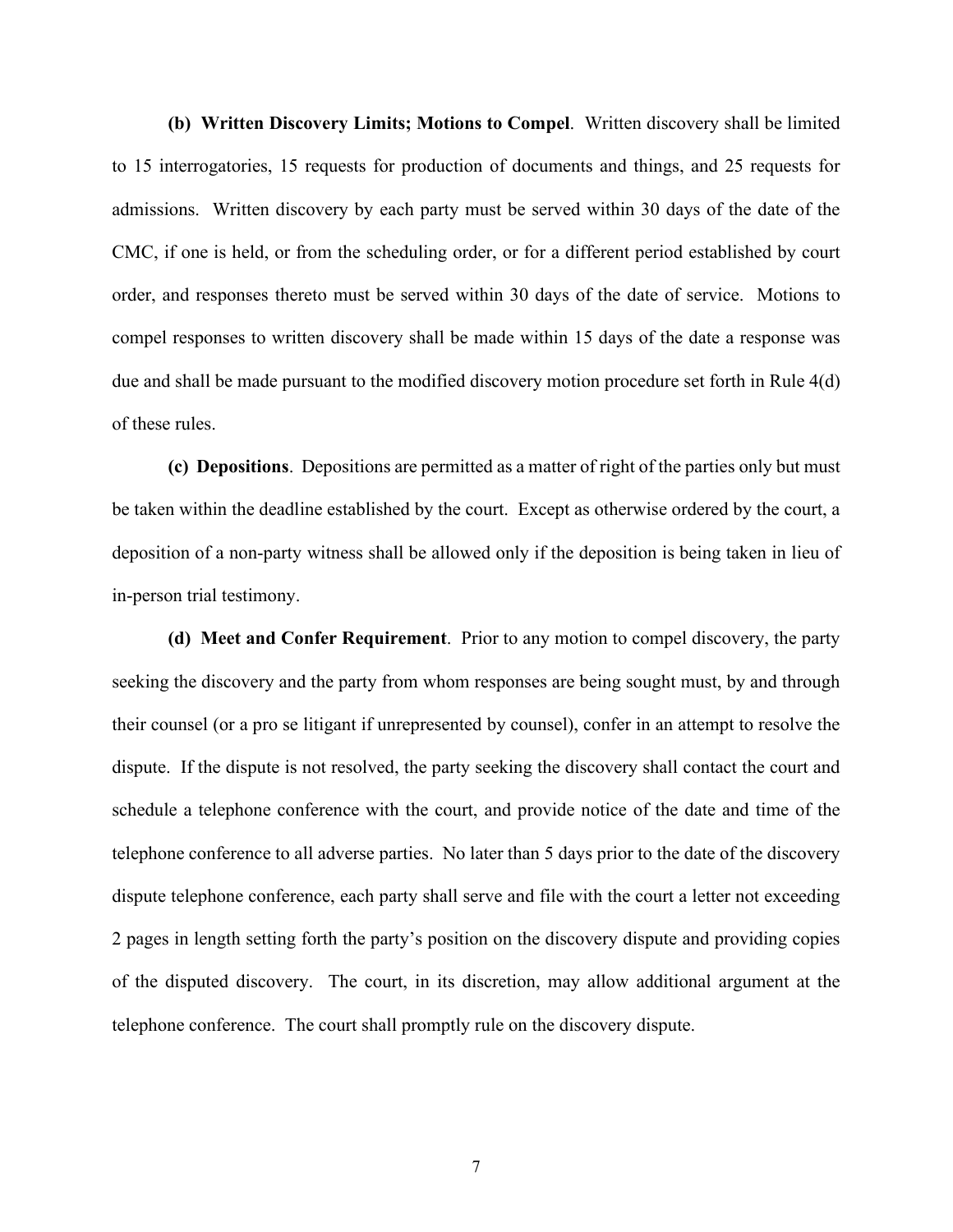**(b) Written Discovery Limits; Motions to Compel**. Written discovery shall be limited to 15 interrogatories, 15 requests for production of documents and things, and 25 requests for admissions. Written discovery by each party must be served within 30 days of the date of the CMC, if one is held, or from the scheduling order, or for a different period established by court order, and responses thereto must be served within 30 days of the date of service. Motions to compel responses to written discovery shall be made within 15 days of the date a response was due and shall be made pursuant to the modified discovery motion procedure set forth in Rule 4(d) of these rules.

**(c) Depositions**. Depositions are permitted as a matter of right of the parties only but must be taken within the deadline established by the court. Except as otherwise ordered by the court, a deposition of a non-party witness shall be allowed only if the deposition is being taken in lieu of in-person trial testimony.

**(d) Meet and Confer Requirement**. Prior to any motion to compel discovery, the party seeking the discovery and the party from whom responses are being sought must, by and through their counsel (or a pro se litigant if unrepresented by counsel), confer in an attempt to resolve the dispute. If the dispute is not resolved, the party seeking the discovery shall contact the court and schedule a telephone conference with the court, and provide notice of the date and time of the telephone conference to all adverse parties. No later than 5 days prior to the date of the discovery dispute telephone conference, each party shall serve and file with the court a letter not exceeding 2 pages in length setting forth the party's position on the discovery dispute and providing copies of the disputed discovery. The court, in its discretion, may allow additional argument at the telephone conference. The court shall promptly rule on the discovery dispute.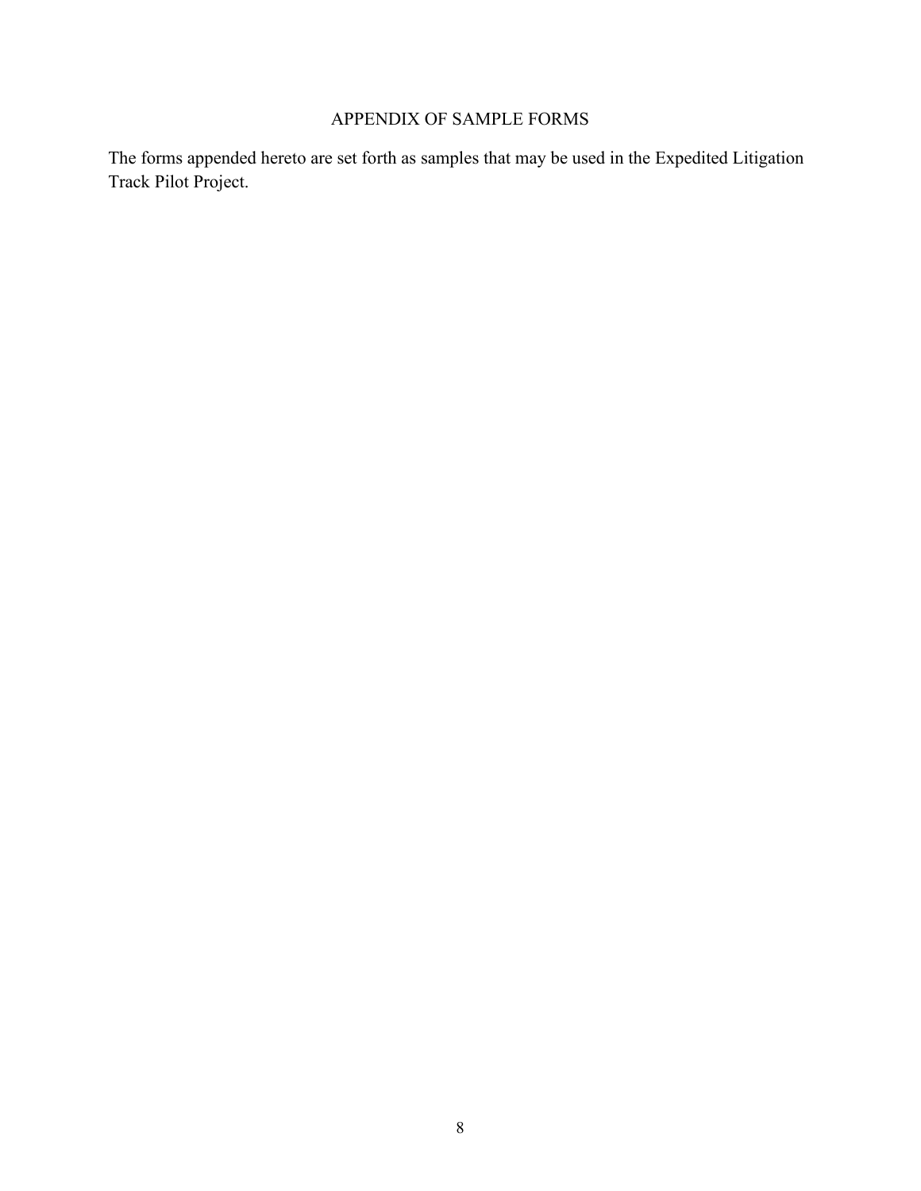# APPENDIX OF SAMPLE FORMS

The forms appended hereto are set forth as samples that may be used in the Expedited Litigation Track Pilot Project.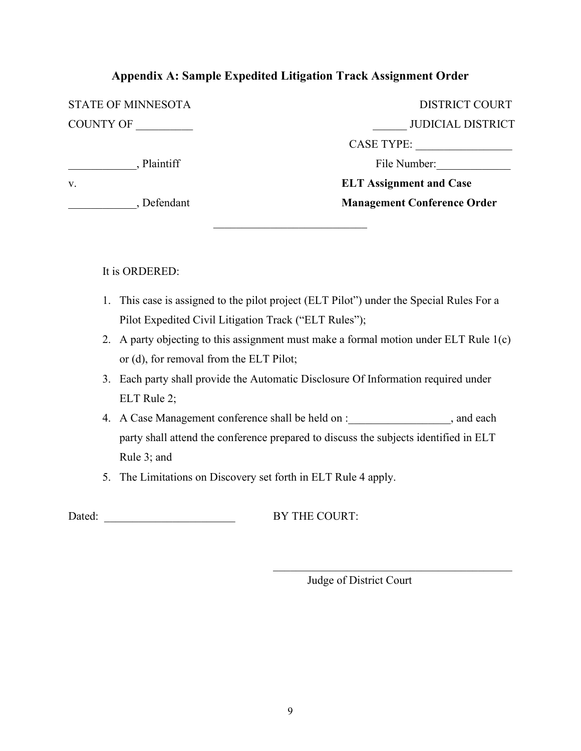## Appendix A: Sample Expedited Litigation Track Assignment Order

STATE OF MINNESOTA                                                    DISTRICT COURT

COUNTY OF __________                                                ______ JUDICIAL DISTRICT

CASE TYPE: _________________

____________, Plaintiff                                              File Number:_____________

v.                                                                    **ELT Assignment and Case**

____________, Defendant                                              **Management Conference Order**

___________________________

It is ORDERED:

1. This case is assigned to the pilot project (ELT Pilot") under the Special Rules For a Pilot Expedited Civil Litigation Track ("ELT Rules");
2. A party objecting to this assignment must make a formal motion under ELT Rule 1(c) or (d), for removal from the ELT Pilot;
3. Each party shall provide the Automatic Disclosure Of Information required under ELT Rule 2;
4. A Case Management conference shall be held on :__________________, and each party shall attend the conference prepared to discuss the subjects identified in ELT Rule 3; and
5. The Limitations on Discovery set forth in ELT Rule 4 apply.

Dated: ________________________                BY THE COURT:

_____________________________________________

Judge of District Court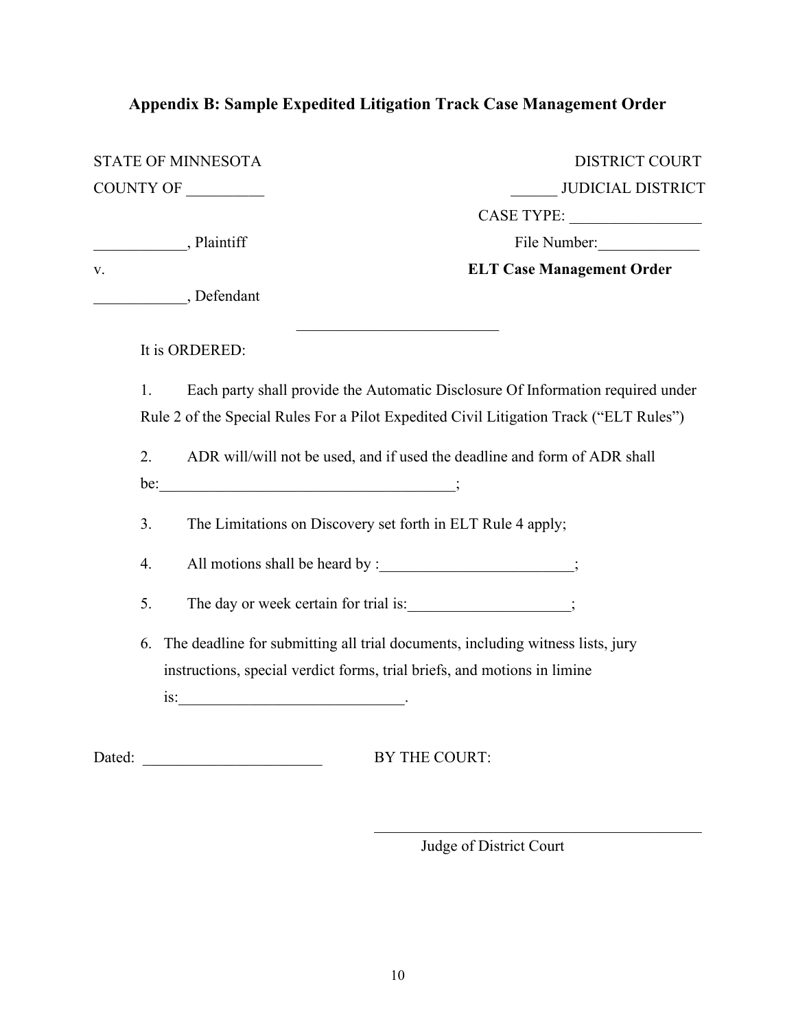## Appendix B: Sample Expedited Litigation Track Case Management Order

| | |
|---|---|
| STATE OF MINNESOTA | DISTRICT COURT |
| COUNTY OF __________ | ______ JUDICIAL DISTRICT |
| | CASE TYPE: _________________ |
| ____________, Plaintiff | File Number:_____________ |
| v. | **ELT Case Management Order** |
| ____________, Defendant | |

__________________________

It is ORDERED:

1. Each party shall provide the Automatic Disclosure Of Information required under Rule 2 of the Special Rules For a Pilot Expedited Civil Litigation Track ("ELT Rules")

2. ADR will/will not be used, and if used the deadline and form of ADR shall be:_______________________________________;

3. The Limitations on Discovery set forth in ELT Rule 4 apply;

4. All motions shall be heard by :_________________________;

5. The day or week certain for trial is:_____________________;

6. The deadline for submitting all trial documents, including witness lists, jury instructions, special verdict forms, trial briefs, and motions in limine is:_____________________________.

Dated: _______________________ BY THE COURT:

___________________________________________

Judge of District Court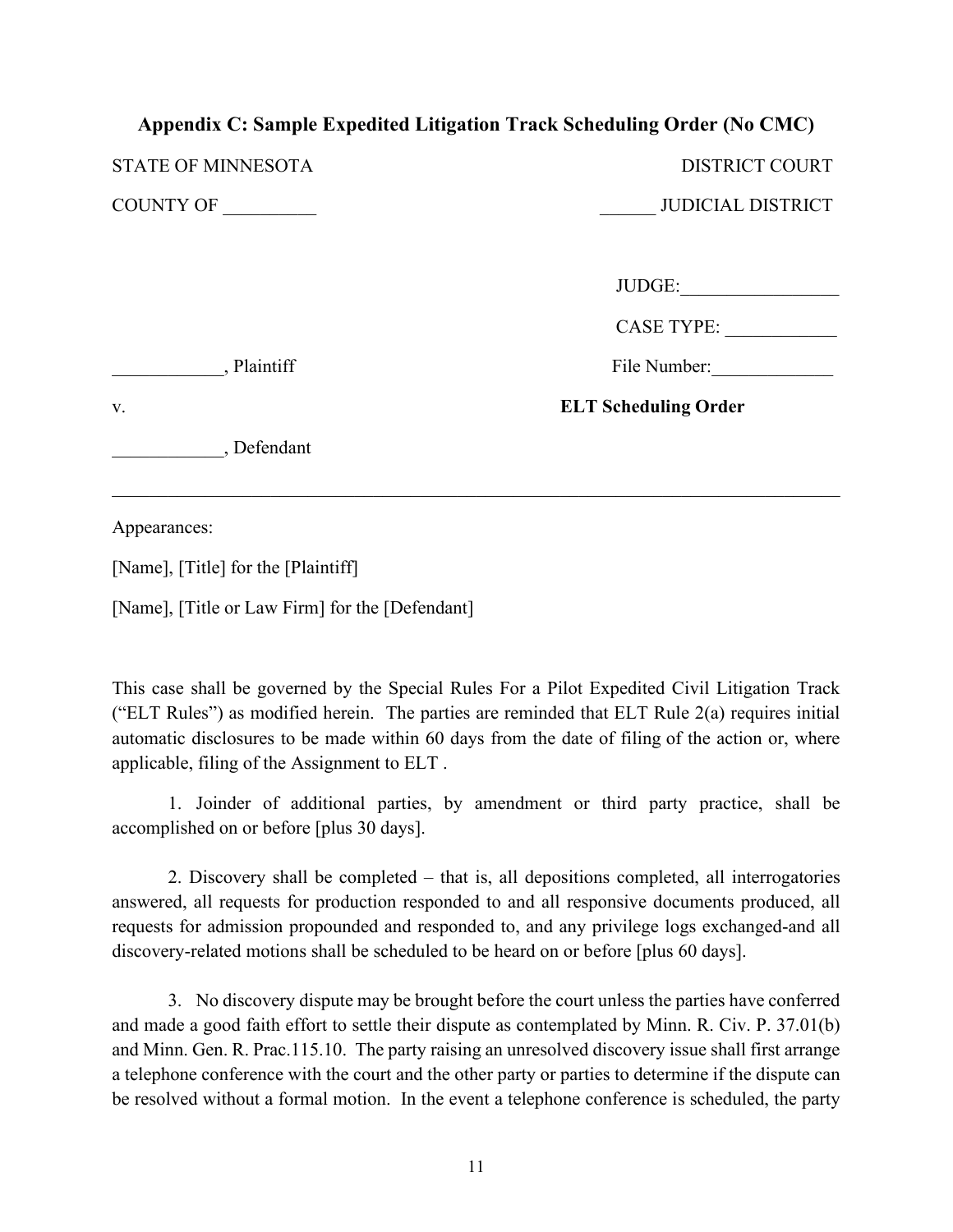## Appendix C: Sample Expedited Litigation Track Scheduling Order (No CMC)

STATE OF MINNESOTA DISTRICT COURT

COUNTY OF __________ ______ JUDICIAL DISTRICT

JUDGE:_________________

CASE TYPE: ____________

____________, Plaintiff File Number:_____________

v. **ELT Scheduling Order**

____________, Defendant

---

Appearances:

[Name], [Title] for the [Plaintiff]

[Name], [Title or Law Firm] for the [Defendant]

This case shall be governed by the Special Rules For a Pilot Expedited Civil Litigation Track ("ELT Rules") as modified herein. The parties are reminded that ELT Rule 2(a) requires initial automatic disclosures to be made within 60 days from the date of filing of the action or, where applicable, filing of the Assignment to ELT .

1. Joinder of additional parties, by amendment or third party practice, shall be accomplished on or before [plus 30 days].

2. Discovery shall be completed – that is, all depositions completed, all interrogatories answered, all requests for production responded to and all responsive documents produced, all requests for admission propounded and responded to, and any privilege logs exchanged-and all discovery-related motions shall be scheduled to be heard on or before [plus 60 days].

3. No discovery dispute may be brought before the court unless the parties have conferred and made a good faith effort to settle their dispute as contemplated by Minn. R. Civ. P. 37.01(b) and Minn. Gen. R. Prac.115.10. The party raising an unresolved discovery issue shall first arrange a telephone conference with the court and the other party or parties to determine if the dispute can be resolved without a formal motion. In the event a telephone conference is scheduled, the party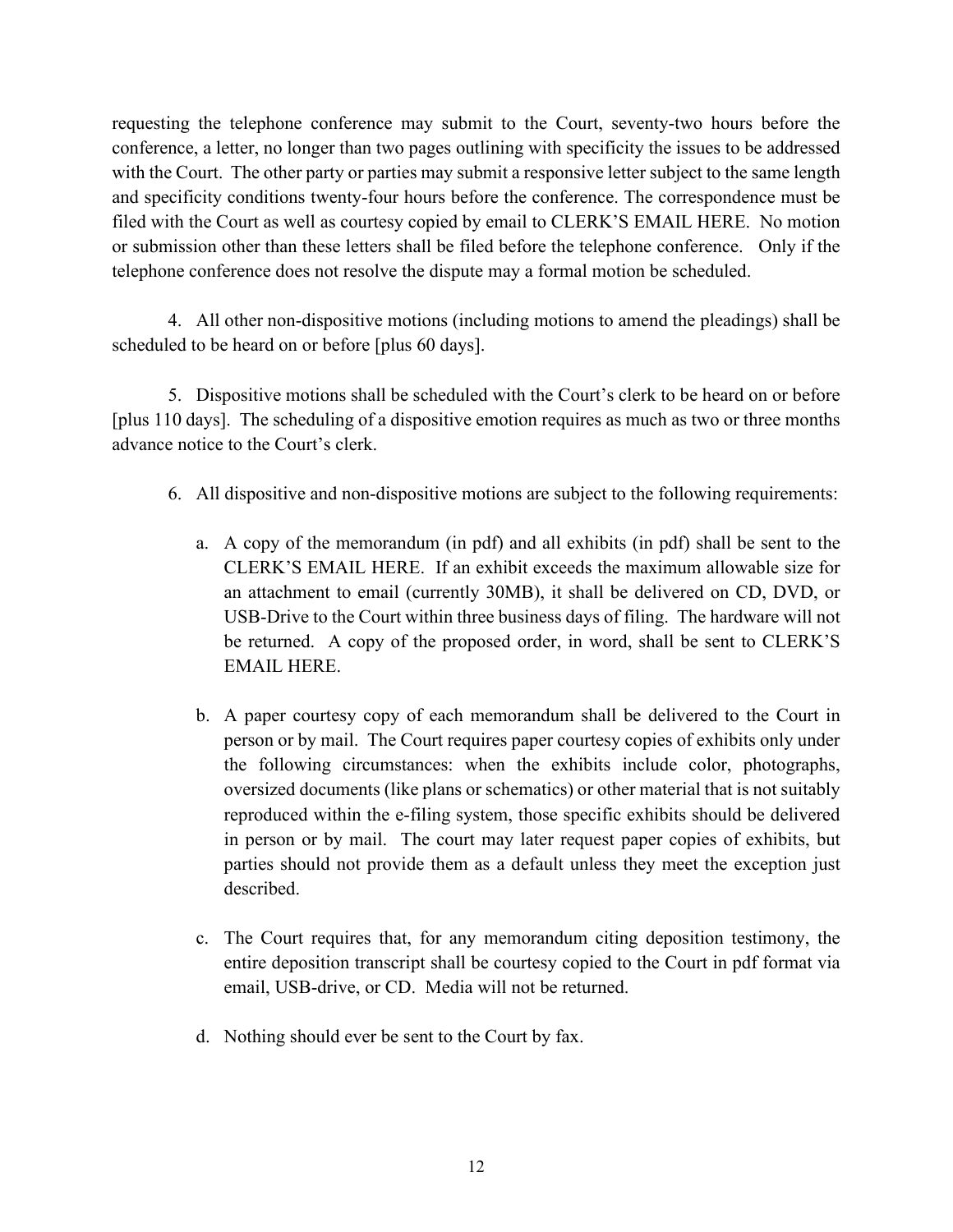requesting the telephone conference may submit to the Court, seventy-two hours before the conference, a letter, no longer than two pages outlining with specificity the issues to be addressed with the Court. The other party or parties may submit a responsive letter subject to the same length and specificity conditions twenty-four hours before the conference. The correspondence must be filed with the Court as well as courtesy copied by email to CLERK'S EMAIL HERE. No motion or submission other than these letters shall be filed before the telephone conference. Only if the telephone conference does not resolve the dispute may a formal motion be scheduled.

4. All other non-dispositive motions (including motions to amend the pleadings) shall be scheduled to be heard on or before [plus 60 days].

5. Dispositive motions shall be scheduled with the Court's clerk to be heard on or before [plus 110 days]. The scheduling of a dispositive emotion requires as much as two or three months advance notice to the Court's clerk.

6. All dispositive and non-dispositive motions are subject to the following requirements:

   a. A copy of the memorandum (in pdf) and all exhibits (in pdf) shall be sent to the CLERK'S EMAIL HERE. If an exhibit exceeds the maximum allowable size for an attachment to email (currently 30MB), it shall be delivered on CD, DVD, or USB-Drive to the Court within three business days of filing. The hardware will not be returned. A copy of the proposed order, in word, shall be sent to CLERK'S EMAIL HERE.

   b. A paper courtesy copy of each memorandum shall be delivered to the Court in person or by mail. The Court requires paper courtesy copies of exhibits only under the following circumstances: when the exhibits include color, photographs, oversized documents (like plans or schematics) or other material that is not suitably reproduced within the e-filing system, those specific exhibits should be delivered in person or by mail. The court may later request paper copies of exhibits, but parties should not provide them as a default unless they meet the exception just described.

   c. The Court requires that, for any memorandum citing deposition testimony, the entire deposition transcript shall be courtesy copied to the Court in pdf format via email, USB-drive, or CD. Media will not be returned.

   d. Nothing should ever be sent to the Court by fax.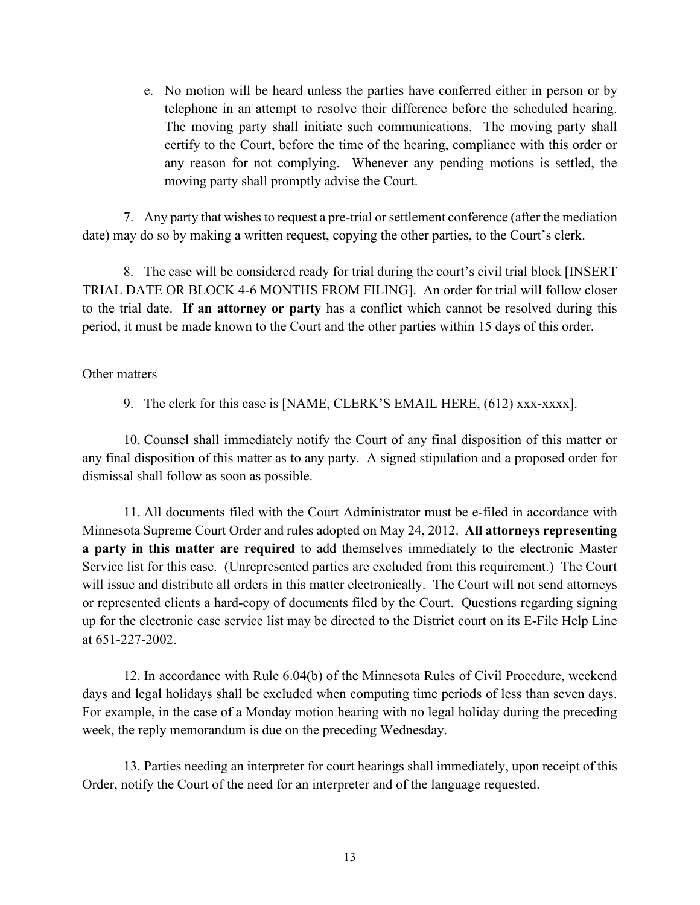e. No motion will be heard unless the parties have conferred either in person or by telephone in an attempt to resolve their difference before the scheduled hearing. The moving party shall initiate such communications. The moving party shall certify to the Court, before the time of the hearing, compliance with this order or any reason for not complying. Whenever any pending motions is settled, the moving party shall promptly advise the Court.

7. Any party that wishes to request a pre-trial or settlement conference (after the mediation date) may do so by making a written request, copying the other parties, to the Court's clerk.

8. The case will be considered ready for trial during the court's civil trial block [INSERT TRIAL DATE OR BLOCK 4-6 MONTHS FROM FILING]. An order for trial will follow closer to the trial date. **If an attorney or party** has a conflict which cannot be resolved during this period, it must be made known to the Court and the other parties within 15 days of this order.

Other matters

9. The clerk for this case is [NAME, CLERK'S EMAIL HERE, (612) xxx-xxxx].

10. Counsel shall immediately notify the Court of any final disposition of this matter or any final disposition of this matter as to any party. A signed stipulation and a proposed order for dismissal shall follow as soon as possible.

11. All documents filed with the Court Administrator must be e-filed in accordance with Minnesota Supreme Court Order and rules adopted on May 24, 2012. **All attorneys representing a party in this matter are required** to add themselves immediately to the electronic Master Service list for this case. (Unrepresented parties are excluded from this requirement.) The Court will issue and distribute all orders in this matter electronically. The Court will not send attorneys or represented clients a hard-copy of documents filed by the Court. Questions regarding signing up for the electronic case service list may be directed to the District court on its E-File Help Line at 651-227-2002.

12. In accordance with Rule 6.04(b) of the Minnesota Rules of Civil Procedure, weekend days and legal holidays shall be excluded when computing time periods of less than seven days. For example, in the case of a Monday motion hearing with no legal holiday during the preceding week, the reply memorandum is due on the preceding Wednesday.

13. Parties needing an interpreter for court hearings shall immediately, upon receipt of this Order, notify the Court of the need for an interpreter and of the language requested.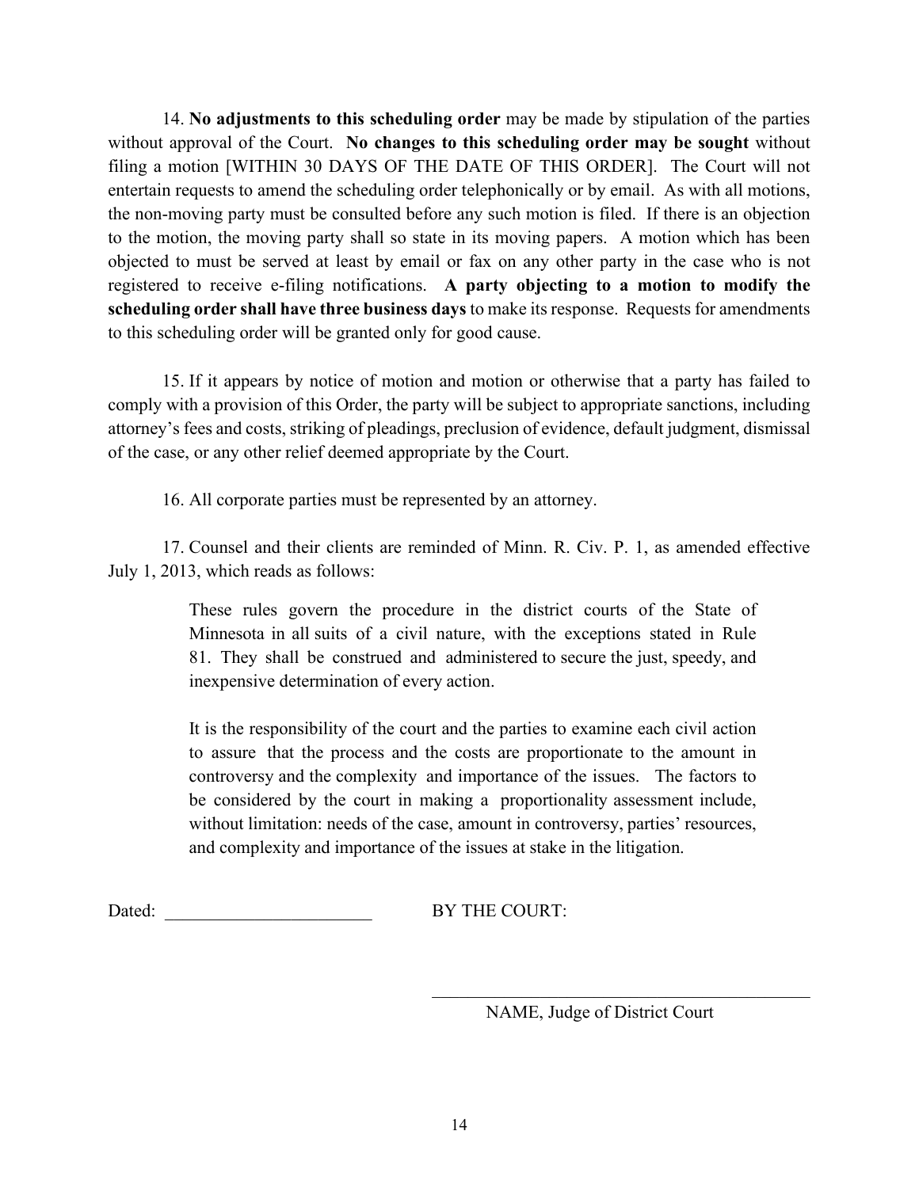14. **No adjustments to this scheduling order** may be made by stipulation of the parties without approval of the Court. **No changes to this scheduling order may be sought** without filing a motion [WITHIN 30 DAYS OF THE DATE OF THIS ORDER]. The Court will not entertain requests to amend the scheduling order telephonically or by email. As with all motions, the non-moving party must be consulted before any such motion is filed. If there is an objection to the motion, the moving party shall so state in its moving papers. A motion which has been objected to must be served at least by email or fax on any other party in the case who is not registered to receive e-filing notifications. **A party objecting to a motion to modify the scheduling order shall have three business days** to make its response. Requests for amendments to this scheduling order will be granted only for good cause.

15. If it appears by notice of motion and motion or otherwise that a party has failed to comply with a provision of this Order, the party will be subject to appropriate sanctions, including attorney's fees and costs, striking of pleadings, preclusion of evidence, default judgment, dismissal of the case, or any other relief deemed appropriate by the Court.

16. All corporate parties must be represented by an attorney.

17. Counsel and their clients are reminded of Minn. R. Civ. P. 1, as amended effective July 1, 2013, which reads as follows:

> These rules govern the procedure in the district courts of the State of Minnesota in all suits of a civil nature, with the exceptions stated in Rule 81. They shall be construed and administered to secure the just, speedy, and inexpensive determination of every action.
>
> It is the responsibility of the court and the parties to examine each civil action to assure that the process and the costs are proportionate to the amount in controversy and the complexity and importance of the issues. The factors to be considered by the court in making a proportionality assessment include, without limitation: needs of the case, amount in controversy, parties' resources, and complexity and importance of the issues at stake in the litigation.

Dated: ________________________ BY THE COURT:

____________________________________________

NAME, Judge of District Court